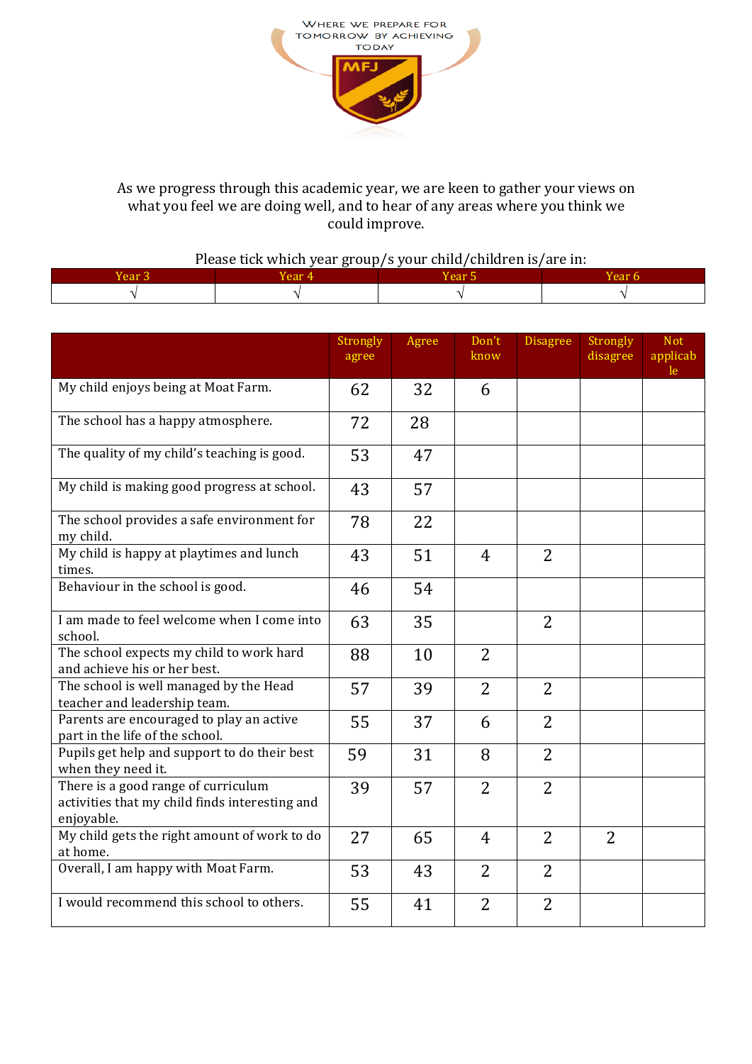WHERE WE PREPARE FOR TOMORROW BY ACHIEVING TODAY

MFJ

As we progress through this academic year, we are keen to gather your views on what you feel we are doing well, and to hear of any areas where you think we could improve.

Please tick which year group/s your child/children is/are in:

| Year 3 | Year 4 | Year 5 | Year 6 |
|---|---|---|---|
| √ | √ | √ | √ |

| | Strongly agree | Agree | Don't know | Disagree | Strongly disagree | Not applicable |
|---|---|---|---|---|---|---|
| My child enjoys being at Moat Farm. | 62 | 32 | 6 | | | |
| The school has a happy atmosphere. | 72 | 28 | | | | |
| The quality of my child's teaching is good. | 53 | 47 | | | | |
| My child is making good progress at school. | 43 | 57 | | | | |
| The school provides a safe environment for my child. | 78 | 22 | | | | |
| My child is happy at playtimes and lunch times. | 43 | 51 | 4 | 2 | | |
| Behaviour in the school is good. | 46 | 54 | | | | |
| I am made to feel welcome when I come into school. | 63 | 35 | | 2 | | |
| The school expects my child to work hard and achieve his or her best. | 88 | 10 | 2 | | | |
| The school is well managed by the Head teacher and leadership team. | 57 | 39 | 2 | 2 | | |
| Parents are encouraged to play an active part in the life of the school. | 55 | 37 | 6 | 2 | | |
| Pupils get help and support to do their best when they need it. | 59 | 31 | 8 | 2 | | |
| There is a good range of curriculum activities that my child finds interesting and enjoyable. | 39 | 57 | 2 | 2 | | |
| My child gets the right amount of work to do at home. | 27 | 65 | 4 | 2 | 2 | |
| Overall, I am happy with Moat Farm. | 53 | 43 | 2 | 2 | | |
| I would recommend this school to others. | 55 | 41 | 2 | 2 | | |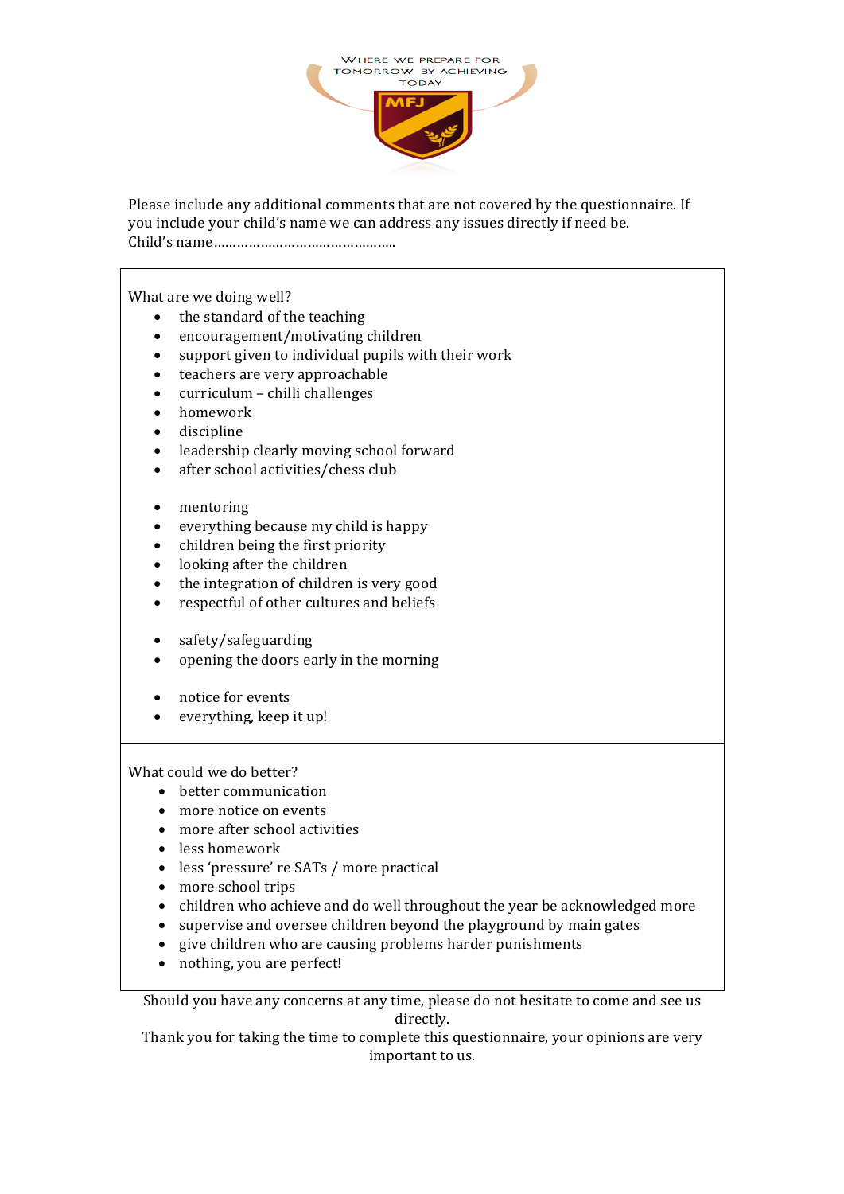WHERE WE PREPARE FOR TOMORROW BY ACHIEVING TODAY

MFJ

Please include any additional comments that are not covered by the questionnaire. If you include your child's name we can address any issues directly if need be.
Child's name…………………………………………..

What are we doing well?

- the standard of the teaching
- encouragement/motivating children
- support given to individual pupils with their work
- teachers are very approachable
- curriculum – chilli challenges
- homework
- discipline
- leadership clearly moving school forward
- after school activities/chess club

- mentoring
- everything because my child is happy
- children being the first priority
- looking after the children
- the integration of children is very good
- respectful of other cultures and beliefs

- safety/safeguarding
- opening the doors early in the morning

- notice for events
- everything, keep it up!

What could we do better?

- better communication
- more notice on events
- more after school activities
- less homework
- less 'pressure' re SATs / more practical
- more school trips
- children who achieve and do well throughout the year be acknowledged more
- supervise and oversee children beyond the playground by main gates
- give children who are causing problems harder punishments
- nothing, you are perfect!

Should you have any concerns at any time, please do not hesitate to come and see us directly.
Thank you for taking the time to complete this questionnaire, your opinions are very important to us.